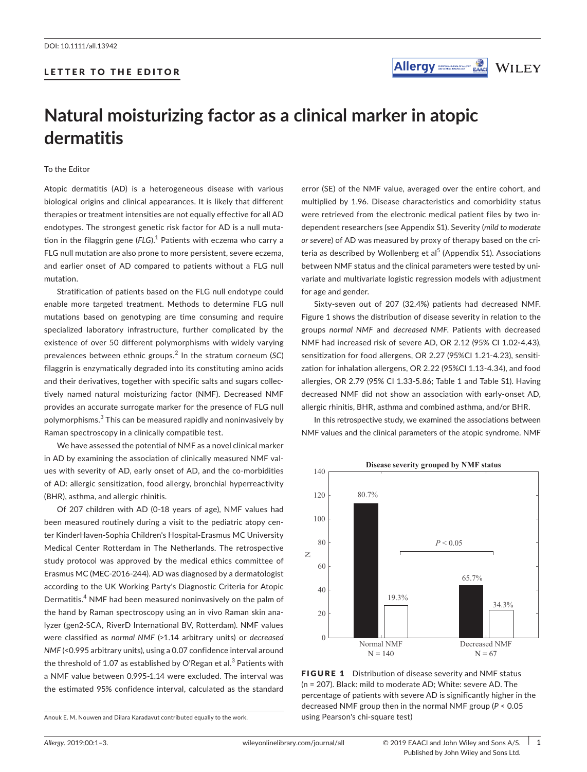DOI: 10.1111/all.13942

LETTER TO THE EDITOR

# Natural moisturizing factor as a clinical marker in atopic dermatitis

To the Editor

Atopic dermatitis (AD) is a heterogeneous disease with various biological origins and clinical appearances. It is likely that different therapies or treatment intensities are not equally effective for all AD endotypes. The strongest genetic risk factor for AD is a null mutation in the filaggrin gene (*FLG*).[1] Patients with eczema who carry a FLG null mutation are also prone to more persistent, severe eczema, and earlier onset of AD compared to patients without a FLG null mutation.

Stratification of patients based on the FLG null endotype could enable more targeted treatment. Methods to determine FLG null mutations based on genotyping are time consuming and require specialized laboratory infrastructure, further complicated by the existence of over 50 different polymorphisms with widely varying prevalences between ethnic groups.[2] In the stratum corneum (*SC*) filaggrin is enzymatically degraded into its constituting amino acids and their derivatives, together with specific salts and sugars collectively named natural moisturizing factor (NMF). Decreased NMF provides an accurate surrogate marker for the presence of FLG null polymorphisms.[3] This can be measured rapidly and noninvasively by Raman spectroscopy in a clinically compatible test.

We have assessed the potential of NMF as a novel clinical marker in AD by examining the association of clinically measured NMF values with severity of AD, early onset of AD, and the co-morbidities of AD: allergic sensitization, food allergy, bronchial hyperreactivity (BHR), asthma, and allergic rhinitis.

Of 207 children with AD (0-18 years of age), NMF values had been measured routinely during a visit to the pediatric atopy center KinderHaven-Sophia Children's Hospital-Erasmus MC University Medical Center Rotterdam in The Netherlands. The retrospective study protocol was approved by the medical ethics committee of Erasmus MC (MEC-2016-244). AD was diagnosed by a dermatologist according to the UK Working Party's Diagnostic Criteria for Atopic Dermatitis.[4] NMF had been measured noninvasively on the palm of the hand by Raman spectroscopy using an in vivo Raman skin analyzer (gen2-SCA, RiverD International BV, Rotterdam). NMF values were classified as *normal NMF* (>1.14 arbitrary units) or *decreased NMF* (<0.995 arbitrary units), using a 0.07 confidence interval around the threshold of 1.07 as established by O'Regan et al.[3] Patients with a NMF value between 0.995-1.14 were excluded. The interval was the estimated 95% confidence interval, calculated as the standard error (SE) of the NMF value, averaged over the entire cohort, and multiplied by 1.96. Disease characteristics and comorbidity status were retrieved from the electronic medical patient files by two independent researchers (see Appendix S1). Severity (*mild to moderate or severe*) of AD was measured by proxy of therapy based on the criteria as described by Wollenberg et al[5] (Appendix S1). Associations between NMF status and the clinical parameters were tested by univariate and multivariate logistic regression models with adjustment for age and gender.

Sixty-seven out of 207 (32.4%) patients had decreased NMF. Figure 1 shows the distribution of disease severity in relation to the groups *normal NMF* and *decreased NMF*. Patients with decreased NMF had increased risk of severe AD, OR 2.12 (95% CI 1.02-4.43), sensitization for food allergens, OR 2.27 (95%CI 1.21-4.23), sensitization for inhalation allergens, OR 2.22 (95%CI 1.13-4.34), and food allergies, OR 2.79 (95% CI 1.33-5.86; Table 1 and Table S1). Having decreased NMF did not show an association with early-onset AD, allergic rhinitis, BHR, asthma and combined asthma, and/or BHR.

In this retrospective study, we examined the associations between NMF values and the clinical parameters of the atopic syndrome. NMF

**FIGURE 1** Distribution of disease severity and NMF status (n = 207). Black: mild to moderate AD; White: severe AD. The percentage of patients with severe AD is significantly higher in the decreased NMF group then in the normal NMF group ($P < 0.05$ using Pearson's chi-square test)

Anouk E. M. Nouwen and Dilara Karadavut contributed equally to the work.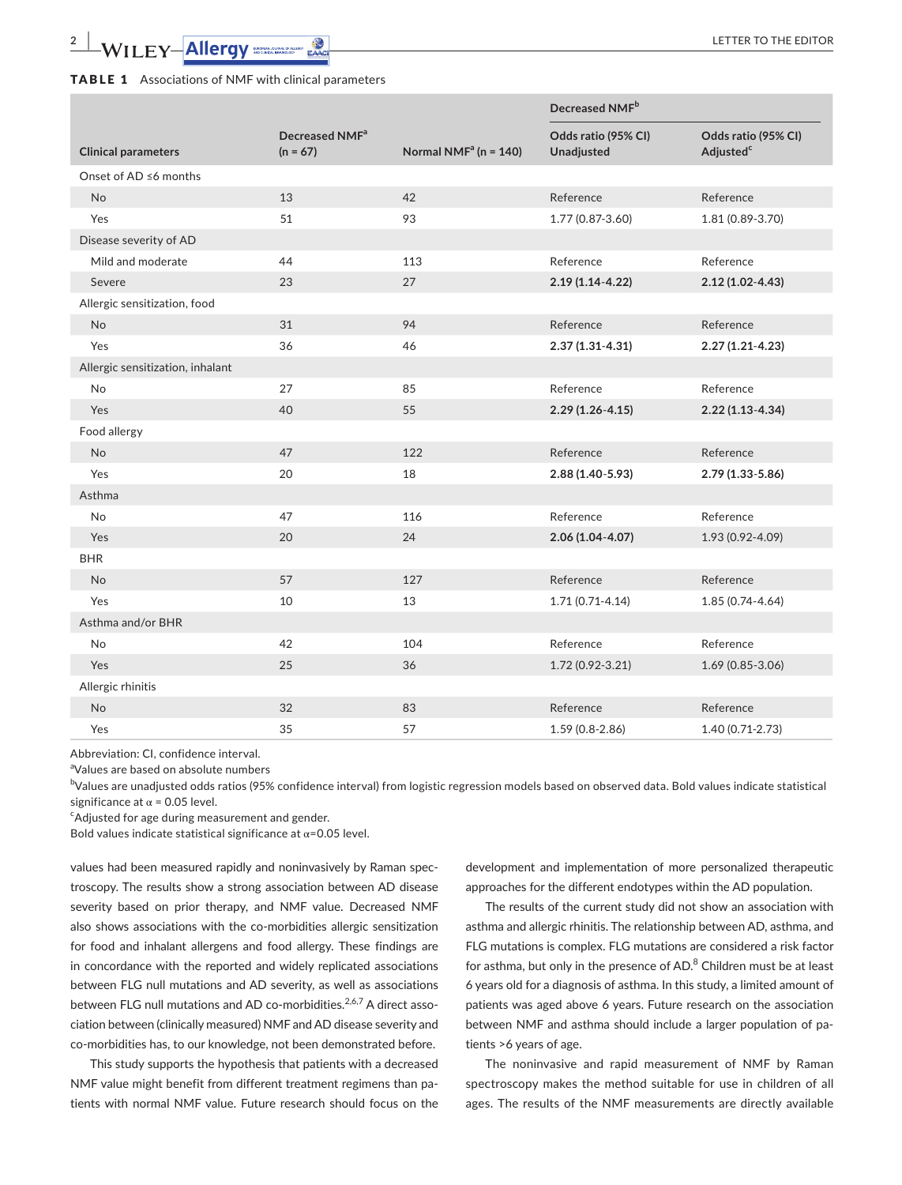**TABLE 1** Associations of NMF with clinical parameters

| Clinical parameters | Decreased NMF[a] (n = 67) | Normal NMF[a] (n = 140) | Decreased NMF[b] Odds ratio (95% CI) Unadjusted | Decreased NMF[b] Odds ratio (95% CI) Adjusted[c] |
|---|---|---|---|---|
| Onset of AD ≤6 months | | | | |
| No | 13 | 42 | Reference | Reference |
| Yes | 51 | 93 | 1.77 (0.87-3.60) | 1.81 (0.89-3.70) |
| Disease severity of AD | | | | |
| Mild and moderate | 44 | 113 | Reference | Reference |
| Severe | 23 | 27 | **2.19 (1.14-4.22)** | **2.12 (1.02-4.43)** |
| Allergic sensitization, food | | | | |
| No | 31 | 94 | Reference | Reference |
| Yes | 36 | 46 | **2.37 (1.31-4.31)** | **2.27 (1.21-4.23)** |
| Allergic sensitization, inhalant | | | | |
| No | 27 | 85 | Reference | Reference |
| Yes | 40 | 55 | **2.29 (1.26-4.15)** | **2.22 (1.13-4.34)** |
| Food allergy | | | | |
| No | 47 | 122 | Reference | Reference |
| Yes | 20 | 18 | **2.88 (1.40-5.93)** | **2.79 (1.33-5.86)** |
| Asthma | | | | |
| No | 47 | 116 | Reference | Reference |
| Yes | 20 | 24 | **2.06 (1.04-4.07)** | 1.93 (0.92-4.09) |
| BHR | | | | |
| No | 57 | 127 | Reference | Reference |
| Yes | 10 | 13 | 1.71 (0.71-4.14) | 1.85 (0.74-4.64) |
| Asthma and/or BHR | | | | |
| No | 42 | 104 | Reference | Reference |
| Yes | 25 | 36 | 1.72 (0.92-3.21) | 1.69 (0.85-3.06) |
| Allergic rhinitis | | | | |
| No | 32 | 83 | Reference | Reference |
| Yes | 35 | 57 | 1.59 (0.8-2.86) | 1.40 (0.71-2.73) |

Abbreviation: CI, confidence interval.
[a]Values are based on absolute numbers
[b]Values are unadjusted odds ratios (95% confidence interval) from logistic regression models based on observed data. Bold values indicate statistical significance at $\alpha = 0.05$ level.
[c]Adjusted for age during measurement and gender.
Bold values indicate statistical significance at $\alpha$=0.05 level.

values had been measured rapidly and noninvasively by Raman spectroscopy. The results show a strong association between AD disease severity based on prior therapy, and NMF value. Decreased NMF also shows associations with the co-morbidities allergic sensitization for food and inhalant allergens and food allergy. These findings are in concordance with the reported and widely replicated associations between FLG null mutations and AD severity, as well as associations between FLG null mutations and AD co-morbidities.[2,6,7] A direct association between (clinically measured) NMF and AD disease severity and co-morbidities has, to our knowledge, not been demonstrated before.

This study supports the hypothesis that patients with a decreased NMF value might benefit from different treatment regimens than patients with normal NMF value. Future research should focus on the development and implementation of more personalized therapeutic approaches for the different endotypes within the AD population.

The results of the current study did not show an association with asthma and allergic rhinitis. The relationship between AD, asthma, and FLG mutations is complex. FLG mutations are considered a risk factor for asthma, but only in the presence of AD.[8] Children must be at least 6 years old for a diagnosis of asthma. In this study, a limited amount of patients was aged above 6 years. Future research on the association between NMF and asthma should include a larger population of patients >6 years of age.

The noninvasive and rapid measurement of NMF by Raman spectroscopy makes the method suitable for use in children of all ages. The results of the NMF measurements are directly available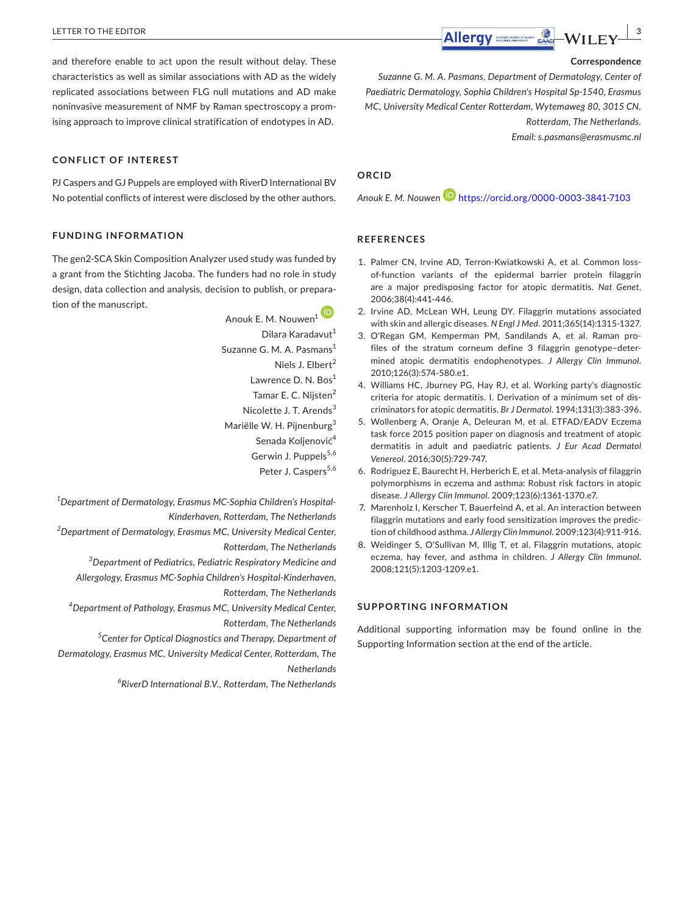and therefore enable to act upon the result without delay. These characteristics as well as similar associations with AD as the widely replicated associations between FLG null mutations and AD make noninvasive measurement of NMF by Raman spectroscopy a promising approach to improve clinical stratification of endotypes in AD.

## CONFLICT OF INTEREST

PJ Caspers and GJ Puppels are employed with RiverD International BV No potential conflicts of interest were disclosed by the other authors.

## FUNDING INFORMATION

The gen2-SCA Skin Composition Analyzer used study was funded by a grant from the Stichting Jacoba. The funders had no role in study design, data collection and analysis, decision to publish, or preparation of the manuscript.

Anouk E. M. Nouwen[1]
Dilara Karadavut[1]
Suzanne G. M. A. Pasmans[1]
Niels J. Elbert[2]
Lawrence D. N. Bos[1]
Tamar E. C. Nijsten[2]
Nicolette J. T. Arends[3]
Mariëlle W. H. Pijnenburg[3]
Senada Koljenović[4]
Gerwin J. Puppels[5,6]
Peter J. Caspers[5,6]

[1]*Department of Dermatology, Erasmus MC-Sophia Children's Hospital-Kinderhaven, Rotterdam, The Netherlands*
[2]*Department of Dermatology, Erasmus MC, University Medical Center, Rotterdam, The Netherlands*
[3]*Department of Pediatrics, Pediatric Respiratory Medicine and Allergology, Erasmus MC-Sophia Children's Hospital-Kinderhaven, Rotterdam, The Netherlands*
[4]*Department of Pathology, Erasmus MC, University Medical Center, Rotterdam, The Netherlands*
[5]*Center for Optical Diagnostics and Therapy, Department of Dermatology, Erasmus MC, University Medical Center, Rotterdam, The Netherlands*
[6]*RiverD International B.V., Rotterdam, The Netherlands*

**Correspondence**

*Suzanne G. M. A. Pasmans, Department of Dermatology, Center of Paediatric Dermatology, Sophia Children's Hospital Sp-1540, Erasmus MC, University Medical Center Rotterdam, Wytemaweg 80, 3015 CN, Rotterdam, The Netherlands.*
*Email: s.pasmans@erasmusmc.nl*

## ORCID

*Anouk E. M. Nouwen* https://orcid.org/0000-0003-3841-7103

## REFERENCES

1. Palmer CN, Irvine AD, Terron-Kwiatkowski A, et al. Common loss-of-function variants of the epidermal barrier protein filaggrin are a major predisposing factor for atopic dermatitis. *Nat Genet*. 2006;38(4):441-446.
2. Irvine AD, McLean WH, Leung DY. Filaggrin mutations associated with skin and allergic diseases. *N Engl J Med*. 2011;365(14):1315-1327.
3. O'Regan GM, Kemperman PM, Sandilands A, et al. Raman profiles of the stratum corneum define 3 filaggrin genotype–determined atopic dermatitis endophenotypes. *J Allergy Clin Immunol*. 2010;126(3):574-580.e1.
4. Williams HC, Jburney PG, Hay RJ, et al. Working party's diagnostic criteria for atopic dermatitis. I. Derivation of a minimum set of discriminators for atopic dermatitis. *Br J Dermatol*. 1994;131(3):383-396.
5. Wollenberg A, Oranje A, Deleuran M, et al. ETFAD/EADV Eczema task force 2015 position paper on diagnosis and treatment of atopic dermatitis in adult and paediatric patients. *J Eur Acad Dermatol Venereol*. 2016;30(5):729-747.
6. Rodriguez E, Baurecht H, Herberich E, et al. Meta-analysis of filaggrin polymorphisms in eczema and asthma: Robust risk factors in atopic disease. *J Allergy Clin Immunol*. 2009;123(6):1361-1370.e7.
7. Marenholz I, Kerscher T, Bauerfeind A, et al. An interaction between filaggrin mutations and early food sensitization improves the prediction of childhood asthma. *J Allergy Clin Immunol*. 2009;123(4):911-916.
8. Weidinger S, O'Sullivan M, Illig T, et al. Filaggrin mutations, atopic eczema, hay fever, and asthma in children. *J Allergy Clin Immunol*. 2008;121(5):1203-1209.e1.

## SUPPORTING INFORMATION

Additional supporting information may be found online in the Supporting Information section at the end of the article.